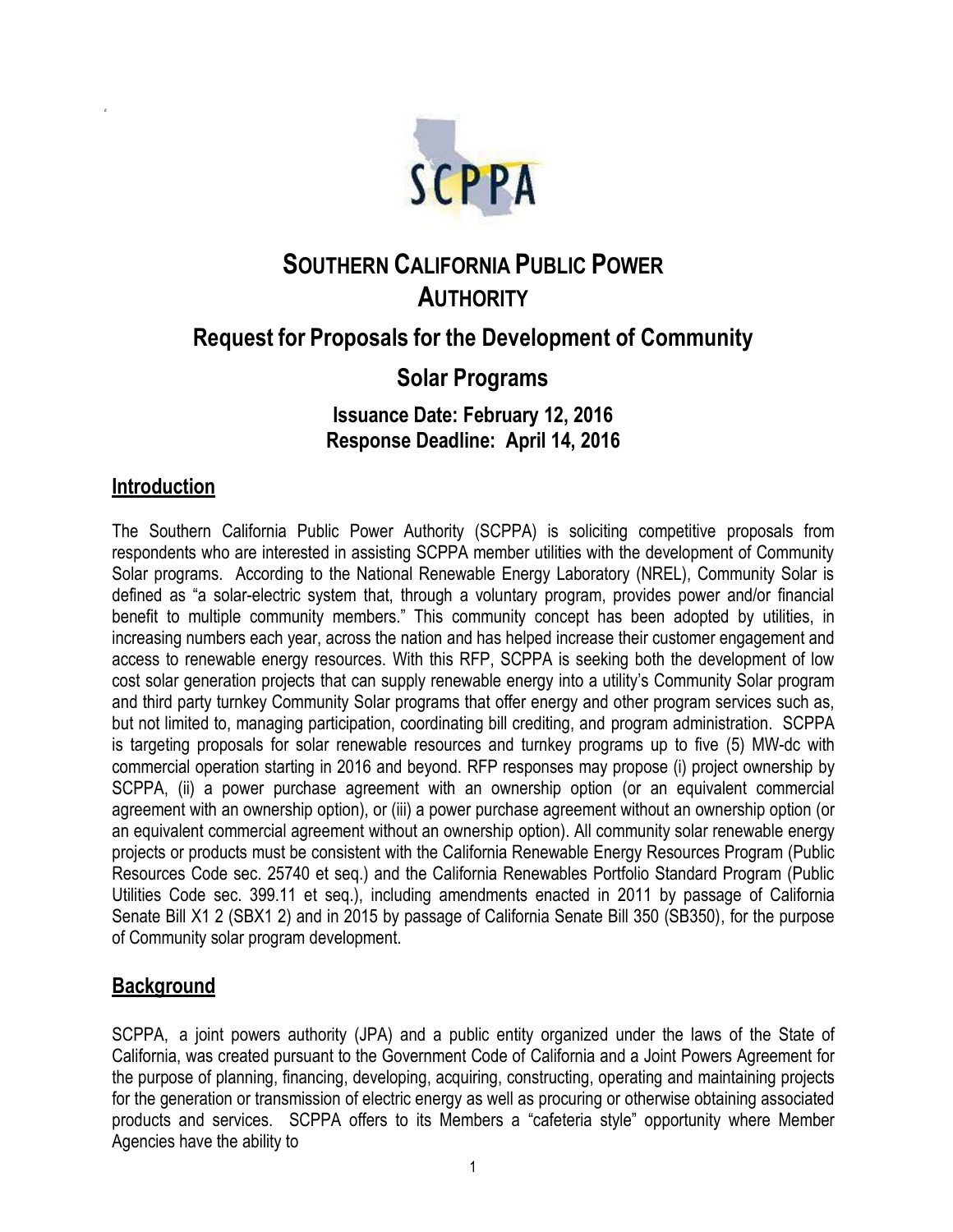# Southern California Public Power Authority

## Request for Proposals for the Development of Community Solar Programs

### Issuance Date: February 12, 2016
### Response Deadline: April 14, 2016

## Introduction

The Southern California Public Power Authority (SCPPA) is soliciting competitive proposals from respondents who are interested in assisting SCPPA member utilities with the development of Community Solar programs. According to the National Renewable Energy Laboratory (NREL), Community Solar is defined as "a solar-electric system that, through a voluntary program, provides power and/or financial benefit to multiple community members." This community concept has been adopted by utilities, in increasing numbers each year, across the nation and has helped increase their customer engagement and access to renewable energy resources. With this RFP, SCPPA is seeking both the development of low cost solar generation projects that can supply renewable energy into a utility's Community Solar program and third party turnkey Community Solar programs that offer energy and other program services such as, but not limited to, managing participation, coordinating bill crediting, and program administration. SCPPA is targeting proposals for solar renewable resources and turnkey programs up to five (5) MW-dc with commercial operation starting in 2016 and beyond. RFP responses may propose (i) project ownership by SCPPA, (ii) a power purchase agreement with an ownership option (or an equivalent commercial agreement with an ownership option), or (iii) a power purchase agreement without an ownership option (or an equivalent commercial agreement without an ownership option). All community solar renewable energy projects or products must be consistent with the California Renewable Energy Resources Program (Public Resources Code sec. 25740 et seq.) and the California Renewables Portfolio Standard Program (Public Utilities Code sec. 399.11 et seq.), including amendments enacted in 2011 by passage of California Senate Bill X1 2 (SBX1 2) and in 2015 by passage of California Senate Bill 350 (SB350), for the purpose of Community solar program development.

## Background

SCPPA, a joint powers authority (JPA) and a public entity organized under the laws of the State of California, was created pursuant to the Government Code of California and a Joint Powers Agreement for the purpose of planning, financing, developing, acquiring, constructing, operating and maintaining projects for the generation or transmission of electric energy as well as procuring or otherwise obtaining associated products and services. SCPPA offers to its Members a "cafeteria style" opportunity where Member Agencies have the ability to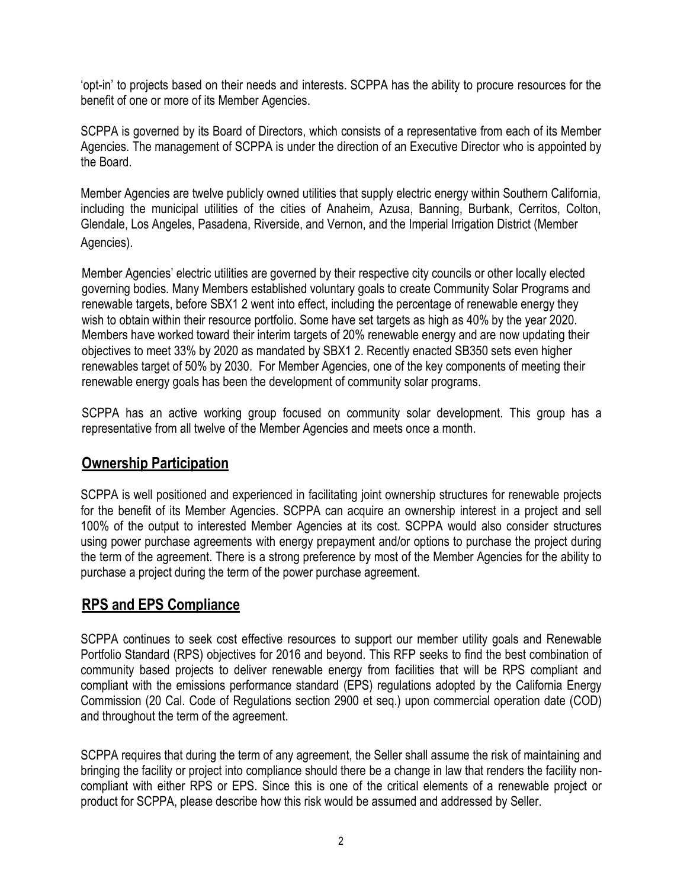'opt-in' to projects based on their needs and interests. SCPPA has the ability to procure resources for the benefit of one or more of its Member Agencies.

SCPPA is governed by its Board of Directors, which consists of a representative from each of its Member Agencies. The management of SCPPA is under the direction of an Executive Director who is appointed by the Board.

Member Agencies are twelve publicly owned utilities that supply electric energy within Southern California, including the municipal utilities of the cities of Anaheim, Azusa, Banning, Burbank, Cerritos, Colton, Glendale, Los Angeles, Pasadena, Riverside, and Vernon, and the Imperial Irrigation District (Member Agencies).

Member Agencies' electric utilities are governed by their respective city councils or other locally elected governing bodies. Many Members established voluntary goals to create Community Solar Programs and renewable targets, before SBX1 2 went into effect, including the percentage of renewable energy they wish to obtain within their resource portfolio. Some have set targets as high as 40% by the year 2020. Members have worked toward their interim targets of 20% renewable energy and are now updating their objectives to meet 33% by 2020 as mandated by SBX1 2. Recently enacted SB350 sets even higher renewables target of 50% by 2030. For Member Agencies, one of the key components of meeting their renewable energy goals has been the development of community solar programs.

SCPPA has an active working group focused on community solar development. This group has a representative from all twelve of the Member Agencies and meets once a month.

## Ownership Participation

SCPPA is well positioned and experienced in facilitating joint ownership structures for renewable projects for the benefit of its Member Agencies. SCPPA can acquire an ownership interest in a project and sell 100% of the output to interested Member Agencies at its cost. SCPPA would also consider structures using power purchase agreements with energy prepayment and/or options to purchase the project during the term of the agreement. There is a strong preference by most of the Member Agencies for the ability to purchase a project during the term of the power purchase agreement.

## RPS and EPS Compliance

SCPPA continues to seek cost effective resources to support our member utility goals and Renewable Portfolio Standard (RPS) objectives for 2016 and beyond. This RFP seeks to find the best combination of community based projects to deliver renewable energy from facilities that will be RPS compliant and compliant with the emissions performance standard (EPS) regulations adopted by the California Energy Commission (20 Cal. Code of Regulations section 2900 et seq.) upon commercial operation date (COD) and throughout the term of the agreement.

SCPPA requires that during the term of any agreement, the Seller shall assume the risk of maintaining and bringing the facility or project into compliance should there be a change in law that renders the facility non-compliant with either RPS or EPS. Since this is one of the critical elements of a renewable project or product for SCPPA, please describe how this risk would be assumed and addressed by Seller.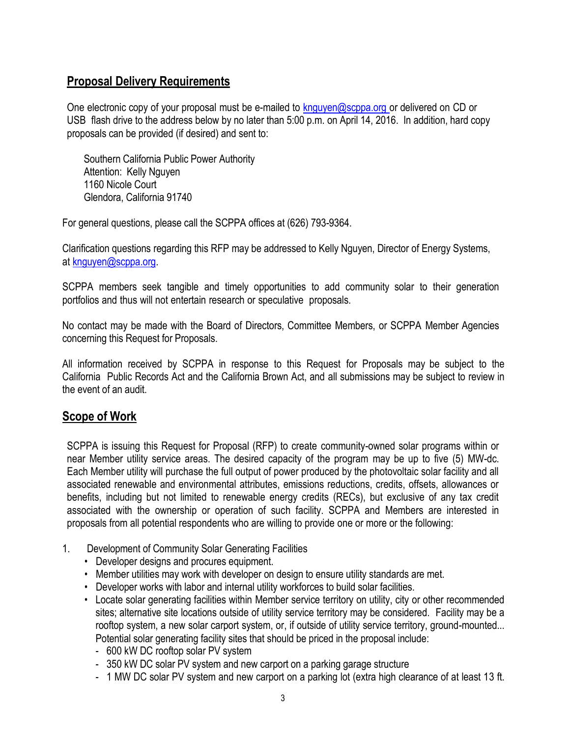## Proposal Delivery Requirements

One electronic copy of your proposal must be e-mailed to knguyen@scppa.org or delivered on CD or USB flash drive to the address below by no later than 5:00 p.m. on April 14, 2016. In addition, hard copy proposals can be provided (if desired) and sent to:

Southern California Public Power Authority
Attention: Kelly Nguyen
1160 Nicole Court
Glendora, California 91740

For general questions, please call the SCPPA offices at (626) 793-9364.

Clarification questions regarding this RFP may be addressed to Kelly Nguyen, Director of Energy Systems, at knguyen@scppa.org.

SCPPA members seek tangible and timely opportunities to add community solar to their generation portfolios and thus will not entertain research or speculative proposals.

No contact may be made with the Board of Directors, Committee Members, or SCPPA Member Agencies concerning this Request for Proposals.

All information received by SCPPA in response to this Request for Proposals may be subject to the California Public Records Act and the California Brown Act, and all submissions may be subject to review in the event of an audit.

## Scope of Work

SCPPA is issuing this Request for Proposal (RFP) to create community-owned solar programs within or near Member utility service areas. The desired capacity of the program may be up to five (5) MW-dc. Each Member utility will purchase the full output of power produced by the photovoltaic solar facility and all associated renewable and environmental attributes, emissions reductions, credits, offsets, allowances or benefits, including but not limited to renewable energy credits (RECs), but exclusive of any tax credit associated with the ownership or operation of such facility. SCPPA and Members are interested in proposals from all potential respondents who are willing to provide one or more or the following:

1. Development of Community Solar Generating Facilities
   - Developer designs and procures equipment.
   - Member utilities may work with developer on design to ensure utility standards are met.
   - Developer works with labor and internal utility workforces to build solar facilities.
   - Locate solar generating facilities within Member service territory on utility, city or other recommended sites; alternative site locations outside of utility service territory may be considered. Facility may be a rooftop system, a new solar carport system, or, if outside of utility service territory, ground-mounted... Potential solar generating facility sites that should be priced in the proposal include:
     - 600 kW DC rooftop solar PV system
     - 350 kW DC solar PV system and new carport on a parking garage structure
     - 1 MW DC solar PV system and new carport on a parking lot (extra high clearance of at least 13 ft.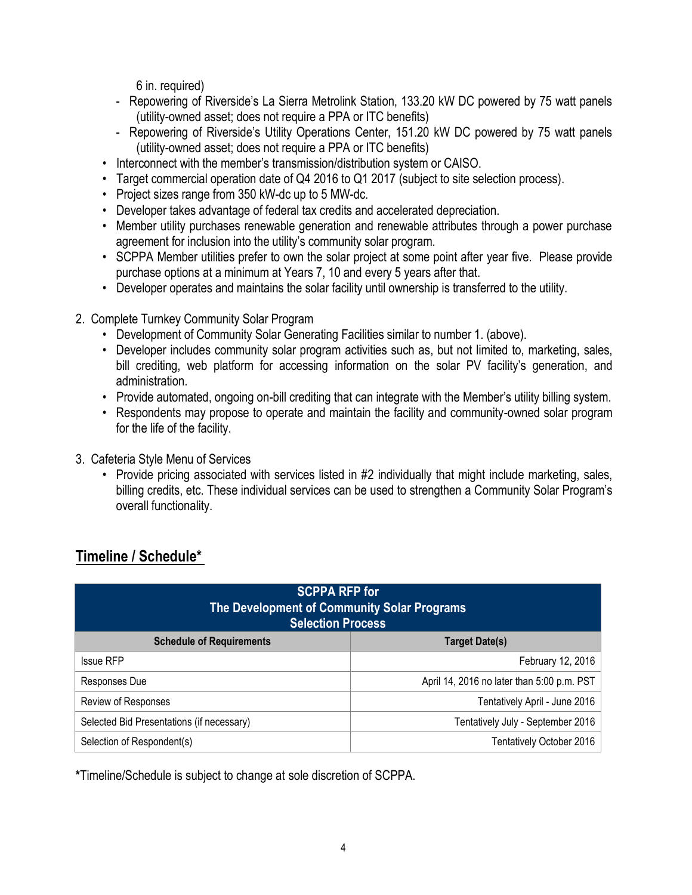6 in. required)
  - Repowering of Riverside's La Sierra Metrolink Station, 133.20 kW DC powered by 75 watt panels (utility-owned asset; does not require a PPA or ITC benefits)
  - Repowering of Riverside's Utility Operations Center, 151.20 kW DC powered by 75 watt panels (utility-owned asset; does not require a PPA or ITC benefits)
- Interconnect with the member's transmission/distribution system or CAISO.
- Target commercial operation date of Q4 2016 to Q1 2017 (subject to site selection process).
- Project sizes range from 350 kW-dc up to 5 MW-dc.
- Developer takes advantage of federal tax credits and accelerated depreciation.
- Member utility purchases renewable generation and renewable attributes through a power purchase agreement for inclusion into the utility's community solar program.
- SCPPA Member utilities prefer to own the solar project at some point after year five. Please provide purchase options at a minimum at Years 7, 10 and every 5 years after that.
- Developer operates and maintains the solar facility until ownership is transferred to the utility.

2. Complete Turnkey Community Solar Program
   - Development of Community Solar Generating Facilities similar to number 1. (above).
   - Developer includes community solar program activities such as, but not limited to, marketing, sales, bill crediting, web platform for accessing information on the solar PV facility's generation, and administration.
   - Provide automated, ongoing on-bill crediting that can integrate with the Member's utility billing system.
   - Respondents may propose to operate and maintain the facility and community-owned solar program for the life of the facility.

3. Cafeteria Style Menu of Services
   - Provide pricing associated with services listed in #2 individually that might include marketing, sales, billing credits, etc. These individual services can be used to strengthen a Community Solar Program's overall functionality.

## Timeline / Schedule*

| SCPPA RFP for The Development of Community Solar Programs Selection Process | |
|---|---|
| **Schedule of Requirements** | **Target Date(s)** |
| Issue RFP | February 12, 2016 |
| Responses Due | April 14, 2016 no later than 5:00 p.m. PST |
| Review of Responses | Tentatively April - June 2016 |
| Selected Bid Presentations (if necessary) | Tentatively July - September 2016 |
| Selection of Respondent(s) | Tentatively October 2016 |

*Timeline/Schedule is subject to change at sole discretion of SCPPA.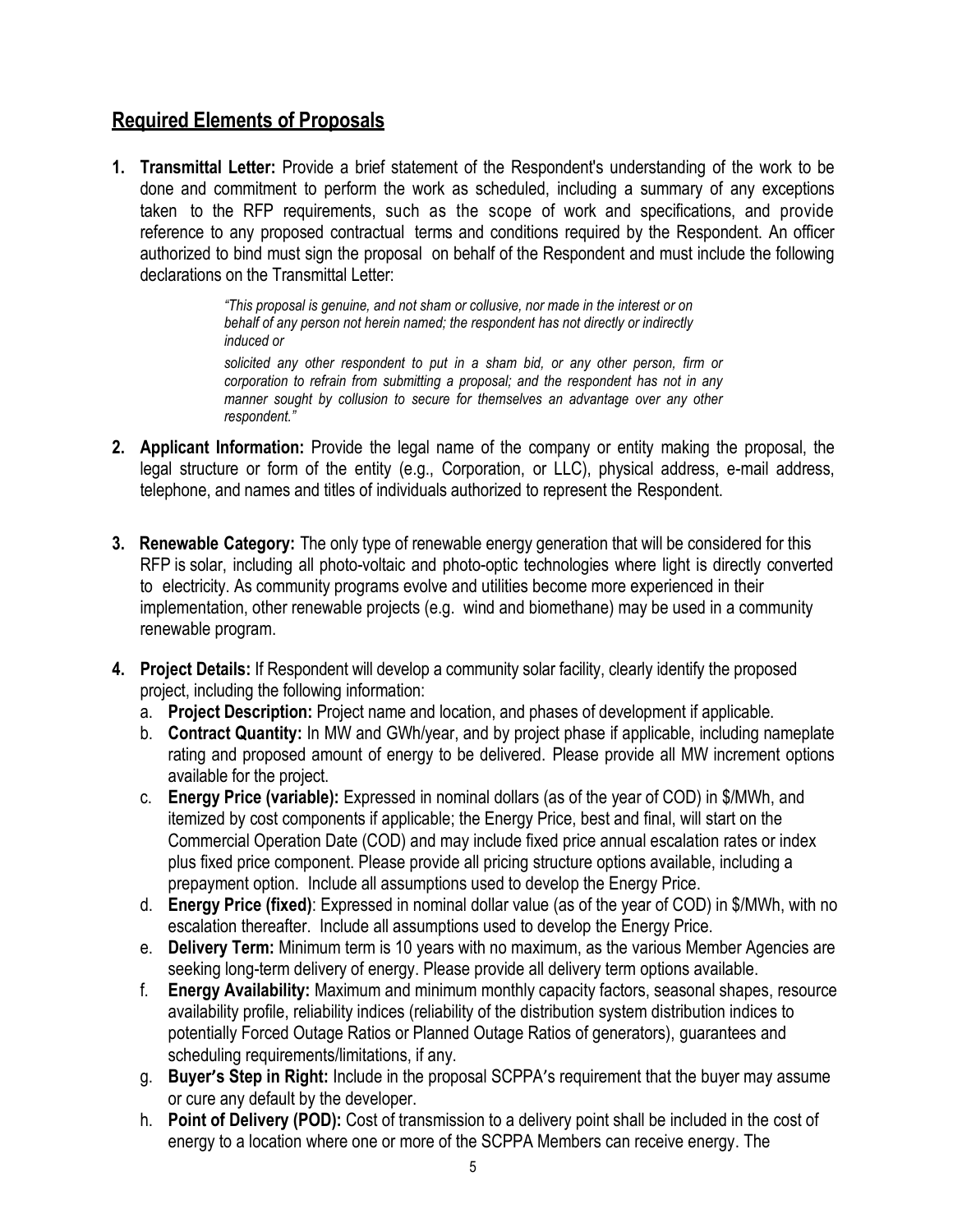## Required Elements of Proposals

1. **Transmittal Letter:** Provide a brief statement of the Respondent's understanding of the work to be done and commitment to perform the work as scheduled, including a summary of any exceptions taken to the RFP requirements, such as the scope of work and specifications, and provide reference to any proposed contractual terms and conditions required by the Respondent. An officer authorized to bind must sign the proposal on behalf of the Respondent and must include the following declarations on the Transmittal Letter:

   > *"This proposal is genuine, and not sham or collusive, nor made in the interest or on behalf of any person not herein named; the respondent has not directly or indirectly induced or*
   >
   > *solicited any other respondent to put in a sham bid, or any other person, firm or corporation to refrain from submitting a proposal; and the respondent has not in any manner sought by collusion to secure for themselves an advantage over any other respondent."*

2. **Applicant Information:** Provide the legal name of the company or entity making the proposal, the legal structure or form of the entity (e.g., Corporation, or LLC), physical address, e-mail address, telephone, and names and titles of individuals authorized to represent the Respondent.

3. **Renewable Category:** The only type of renewable energy generation that will be considered for this RFP is solar, including all photo-voltaic and photo-optic technologies where light is directly converted to electricity. As community programs evolve and utilities become more experienced in their implementation, other renewable projects (e.g. wind and biomethane) may be used in a community renewable program.

4. **Project Details:** If Respondent will develop a community solar facility, clearly identify the proposed project, including the following information:
   a. **Project Description:** Project name and location, and phases of development if applicable.
   b. **Contract Quantity:** In MW and GWh/year, and by project phase if applicable, including nameplate rating and proposed amount of energy to be delivered. Please provide all MW increment options available for the project.
   c. **Energy Price (variable):** Expressed in nominal dollars (as of the year of COD) in $/MWh, and itemized by cost components if applicable; the Energy Price, best and final, will start on the Commercial Operation Date (COD) and may include fixed price annual escalation rates or index plus fixed price component. Please provide all pricing structure options available, including a prepayment option. Include all assumptions used to develop the Energy Price.
   d. **Energy Price (fixed)**: Expressed in nominal dollar value (as of the year of COD) in $/MWh, with no escalation thereafter. Include all assumptions used to develop the Energy Price.
   e. **Delivery Term:** Minimum term is 10 years with no maximum, as the various Member Agencies are seeking long-term delivery of energy. Please provide all delivery term options available.
   f. **Energy Availability:** Maximum and minimum monthly capacity factors, seasonal shapes, resource availability profile, reliability indices (reliability of the distribution system distribution indices to potentially Forced Outage Ratios or Planned Outage Ratios of generators), guarantees and scheduling requirements/limitations, if any.
   g. **Buyer's Step in Right:** Include in the proposal SCPPA's requirement that the buyer may assume or cure any default by the developer.
   h. **Point of Delivery (POD):** Cost of transmission to a delivery point shall be included in the cost of energy to a location where one or more of the SCPPA Members can receive energy. The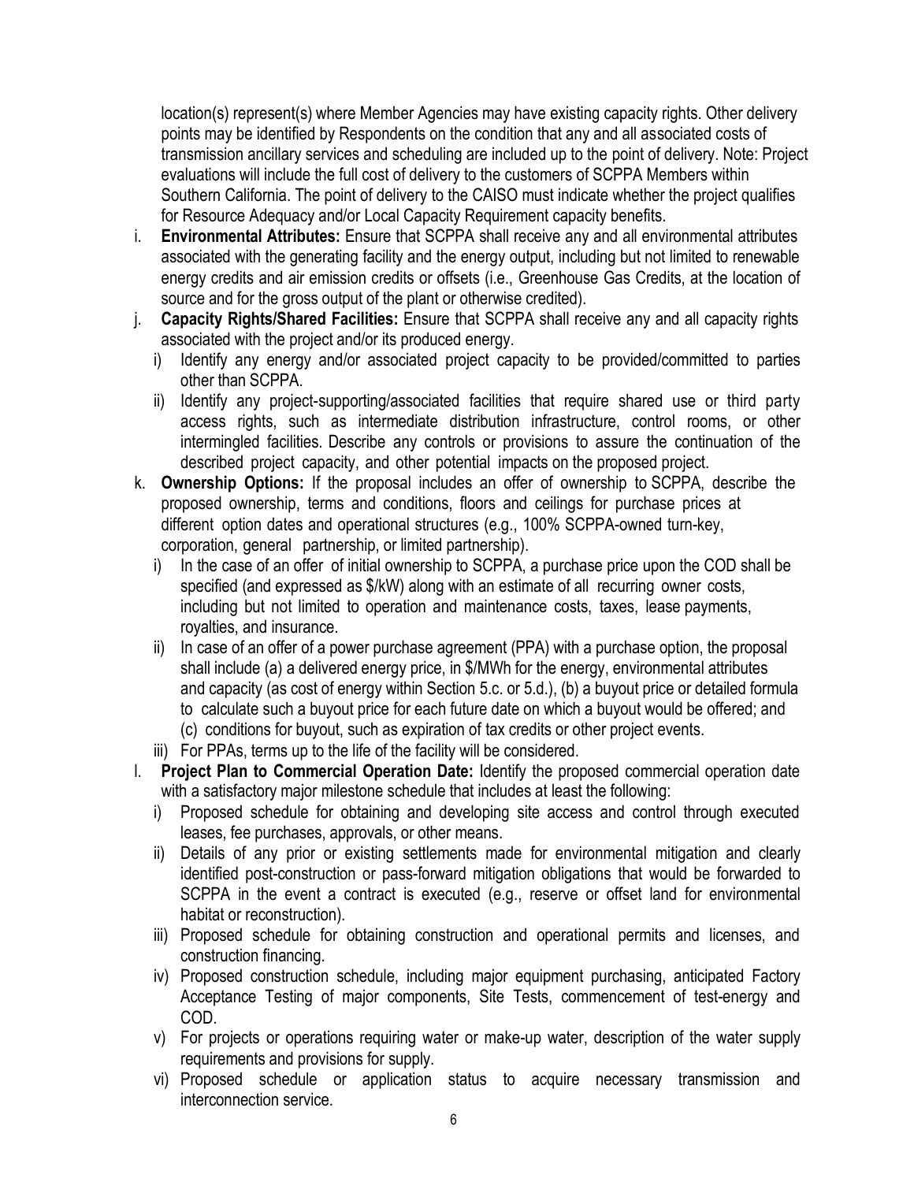location(s) represent(s) where Member Agencies may have existing capacity rights. Other delivery points may be identified by Respondents on the condition that any and all associated costs of transmission ancillary services and scheduling are included up to the point of delivery. Note: Project evaluations will include the full cost of delivery to the customers of SCPPA Members within Southern California. The point of delivery to the CAISO must indicate whether the project qualifies for Resource Adequacy and/or Local Capacity Requirement capacity benefits.

i. **Environmental Attributes:** Ensure that SCPPA shall receive any and all environmental attributes associated with the generating facility and the energy output, including but not limited to renewable energy credits and air emission credits or offsets (i.e., Greenhouse Gas Credits, at the location of source and for the gross output of the plant or otherwise credited).

j. **Capacity Rights/Shared Facilities:** Ensure that SCPPA shall receive any and all capacity rights associated with the project and/or its produced energy.
   - i) Identify any energy and/or associated project capacity to be provided/committed to parties other than SCPPA.
   - ii) Identify any project-supporting/associated facilities that require shared use or third party access rights, such as intermediate distribution infrastructure, control rooms, or other intermingled facilities. Describe any controls or provisions to assure the continuation of the described project capacity, and other potential impacts on the proposed project.

k. **Ownership Options:** If the proposal includes an offer of ownership to SCPPA, describe the proposed ownership, terms and conditions, floors and ceilings for purchase prices at different option dates and operational structures (e.g., 100% SCPPA-owned turn-key, corporation, general partnership, or limited partnership).
   - i) In the case of an offer of initial ownership to SCPPA, a purchase price upon the COD shall be specified (and expressed as $/kW) along with an estimate of all recurring owner costs, including but not limited to operation and maintenance costs, taxes, lease payments, royalties, and insurance.
   - ii) In case of an offer of a power purchase agreement (PPA) with a purchase option, the proposal shall include (a) a delivered energy price, in $/MWh for the energy, environmental attributes and capacity (as cost of energy within Section 5.c. or 5.d.), (b) a buyout price or detailed formula to calculate such a buyout price for each future date on which a buyout would be offered; and (c) conditions for buyout, such as expiration of tax credits or other project events.
   - iii) For PPAs, terms up to the life of the facility will be considered.

l. **Project Plan to Commercial Operation Date:** Identify the proposed commercial operation date with a satisfactory major milestone schedule that includes at least the following:
   - i) Proposed schedule for obtaining and developing site access and control through executed leases, fee purchases, approvals, or other means.
   - ii) Details of any prior or existing settlements made for environmental mitigation and clearly identified post-construction or pass-forward mitigation obligations that would be forwarded to SCPPA in the event a contract is executed (e.g., reserve or offset land for environmental habitat or reconstruction).
   - iii) Proposed schedule for obtaining construction and operational permits and licenses, and construction financing.
   - iv) Proposed construction schedule, including major equipment purchasing, anticipated Factory Acceptance Testing of major components, Site Tests, commencement of test-energy and COD.
   - v) For projects or operations requiring water or make-up water, description of the water supply requirements and provisions for supply.
   - vi) Proposed schedule or application status to acquire necessary transmission and interconnection service.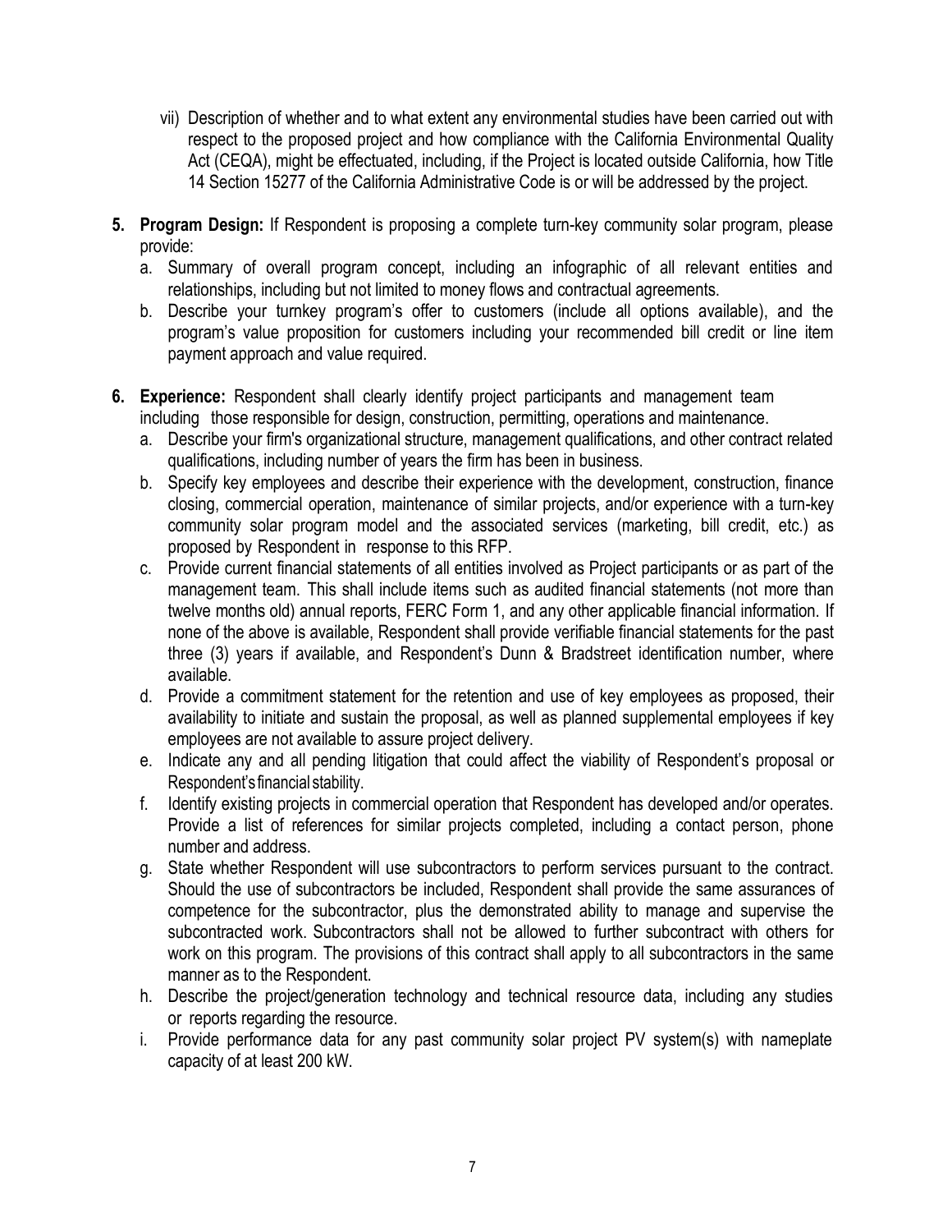vii) Description of whether and to what extent any environmental studies have been carried out with respect to the proposed project and how compliance with the California Environmental Quality Act (CEQA), might be effectuated, including, if the Project is located outside California, how Title 14 Section 15277 of the California Administrative Code is or will be addressed by the project.

5. **Program Design:** If Respondent is proposing a complete turn-key community solar program, please provide:
   a. Summary of overall program concept, including an infographic of all relevant entities and relationships, including but not limited to money flows and contractual agreements.
   b. Describe your turnkey program's offer to customers (include all options available), and the program's value proposition for customers including your recommended bill credit or line item payment approach and value required.

6. **Experience:** Respondent shall clearly identify project participants and management team including those responsible for design, construction, permitting, operations and maintenance.
   a. Describe your firm's organizational structure, management qualifications, and other contract related qualifications, including number of years the firm has been in business.
   b. Specify key employees and describe their experience with the development, construction, finance closing, commercial operation, maintenance of similar projects, and/or experience with a turn-key community solar program model and the associated services (marketing, bill credit, etc.) as proposed by Respondent in response to this RFP.
   c. Provide current financial statements of all entities involved as Project participants or as part of the management team. This shall include items such as audited financial statements (not more than twelve months old) annual reports, FERC Form 1, and any other applicable financial information. If none of the above is available, Respondent shall provide verifiable financial statements for the past three (3) years if available, and Respondent's Dunn & Bradstreet identification number, where available.
   d. Provide a commitment statement for the retention and use of key employees as proposed, their availability to initiate and sustain the proposal, as well as planned supplemental employees if key employees are not available to assure project delivery.
   e. Indicate any and all pending litigation that could affect the viability of Respondent's proposal or Respondent's financial stability.
   f. Identify existing projects in commercial operation that Respondent has developed and/or operates. Provide a list of references for similar projects completed, including a contact person, phone number and address.
   g. State whether Respondent will use subcontractors to perform services pursuant to the contract. Should the use of subcontractors be included, Respondent shall provide the same assurances of competence for the subcontractor, plus the demonstrated ability to manage and supervise the subcontracted work. Subcontractors shall not be allowed to further subcontract with others for work on this program. The provisions of this contract shall apply to all subcontractors in the same manner as to the Respondent.
   h. Describe the project/generation technology and technical resource data, including any studies or reports regarding the resource.
   i. Provide performance data for any past community solar project PV system(s) with nameplate capacity of at least 200 kW.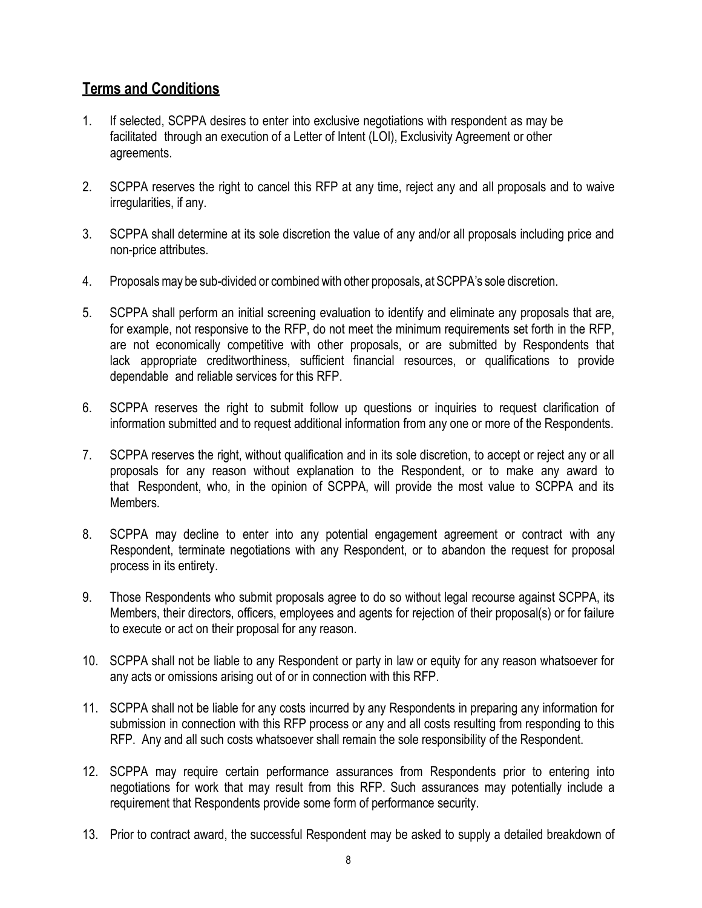## Terms and Conditions

1. If selected, SCPPA desires to enter into exclusive negotiations with respondent as may be facilitated through an execution of a Letter of Intent (LOI), Exclusivity Agreement or other agreements.

2. SCPPA reserves the right to cancel this RFP at any time, reject any and all proposals and to waive irregularities, if any.

3. SCPPA shall determine at its sole discretion the value of any and/or all proposals including price and non-price attributes.

4. Proposals may be sub-divided or combined with other proposals, at SCPPA's sole discretion.

5. SCPPA shall perform an initial screening evaluation to identify and eliminate any proposals that are, for example, not responsive to the RFP, do not meet the minimum requirements set forth in the RFP, are not economically competitive with other proposals, or are submitted by Respondents that lack appropriate creditworthiness, sufficient financial resources, or qualifications to provide dependable and reliable services for this RFP.

6. SCPPA reserves the right to submit follow up questions or inquiries to request clarification of information submitted and to request additional information from any one or more of the Respondents.

7. SCPPA reserves the right, without qualification and in its sole discretion, to accept or reject any or all proposals for any reason without explanation to the Respondent, or to make any award to that Respondent, who, in the opinion of SCPPA, will provide the most value to SCPPA and its Members.

8. SCPPA may decline to enter into any potential engagement agreement or contract with any Respondent, terminate negotiations with any Respondent, or to abandon the request for proposal process in its entirety.

9. Those Respondents who submit proposals agree to do so without legal recourse against SCPPA, its Members, their directors, officers, employees and agents for rejection of their proposal(s) or for failure to execute or act on their proposal for any reason.

10. SCPPA shall not be liable to any Respondent or party in law or equity for any reason whatsoever for any acts or omissions arising out of or in connection with this RFP.

11. SCPPA shall not be liable for any costs incurred by any Respondents in preparing any information for submission in connection with this RFP process or any and all costs resulting from responding to this RFP. Any and all such costs whatsoever shall remain the sole responsibility of the Respondent.

12. SCPPA may require certain performance assurances from Respondents prior to entering into negotiations for work that may result from this RFP. Such assurances may potentially include a requirement that Respondents provide some form of performance security.

13. Prior to contract award, the successful Respondent may be asked to supply a detailed breakdown of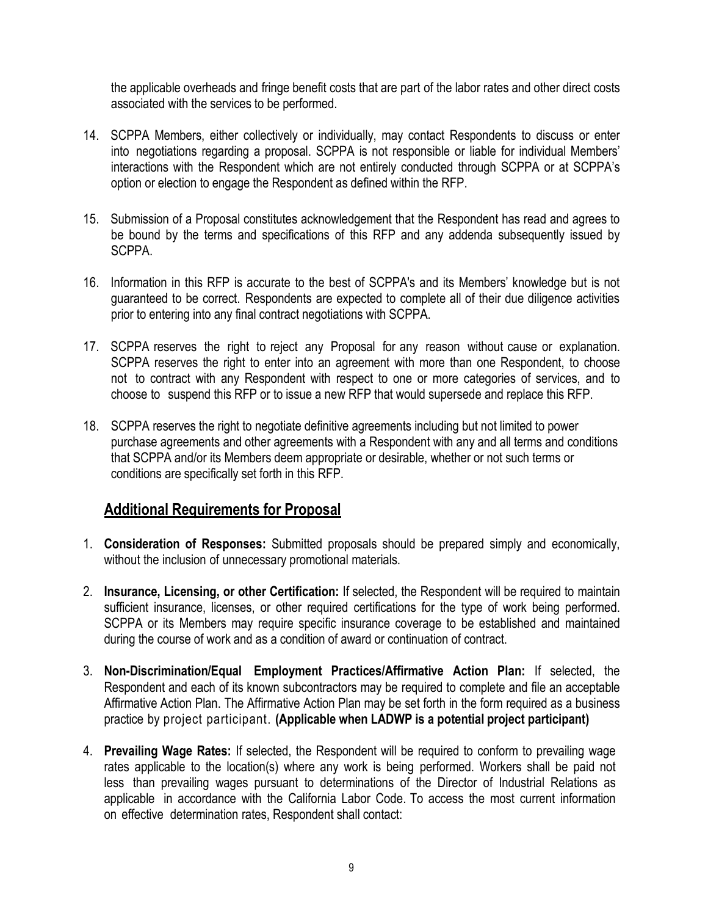the applicable overheads and fringe benefit costs that are part of the labor rates and other direct costs associated with the services to be performed.

14. SCPPA Members, either collectively or individually, may contact Respondents to discuss or enter into negotiations regarding a proposal. SCPPA is not responsible or liable for individual Members' interactions with the Respondent which are not entirely conducted through SCPPA or at SCPPA's option or election to engage the Respondent as defined within the RFP.

15. Submission of a Proposal constitutes acknowledgement that the Respondent has read and agrees to be bound by the terms and specifications of this RFP and any addenda subsequently issued by SCPPA.

16. Information in this RFP is accurate to the best of SCPPA's and its Members' knowledge but is not guaranteed to be correct. Respondents are expected to complete all of their due diligence activities prior to entering into any final contract negotiations with SCPPA.

17. SCPPA reserves the right to reject any Proposal for any reason without cause or explanation. SCPPA reserves the right to enter into an agreement with more than one Respondent, to choose not to contract with any Respondent with respect to one or more categories of services, and to choose to suspend this RFP or to issue a new RFP that would supersede and replace this RFP.

18. SCPPA reserves the right to negotiate definitive agreements including but not limited to power purchase agreements and other agreements with a Respondent with any and all terms and conditions that SCPPA and/or its Members deem appropriate or desirable, whether or not such terms or conditions are specifically set forth in this RFP.

## Additional Requirements for Proposal

1. **Consideration of Responses:** Submitted proposals should be prepared simply and economically, without the inclusion of unnecessary promotional materials.

2. **Insurance, Licensing, or other Certification:** If selected, the Respondent will be required to maintain sufficient insurance, licenses, or other required certifications for the type of work being performed. SCPPA or its Members may require specific insurance coverage to be established and maintained during the course of work and as a condition of award or continuation of contract.

3. **Non-Discrimination/Equal Employment Practices/Affirmative Action Plan:** If selected, the Respondent and each of its known subcontractors may be required to complete and file an acceptable Affirmative Action Plan. The Affirmative Action Plan may be set forth in the form required as a business practice by project participant. **(Applicable when LADWP is a potential project participant)**

4. **Prevailing Wage Rates:** If selected, the Respondent will be required to conform to prevailing wage rates applicable to the location(s) where any work is being performed. Workers shall be paid not less than prevailing wages pursuant to determinations of the Director of Industrial Relations as applicable in accordance with the California Labor Code. To access the most current information on effective determination rates, Respondent shall contact: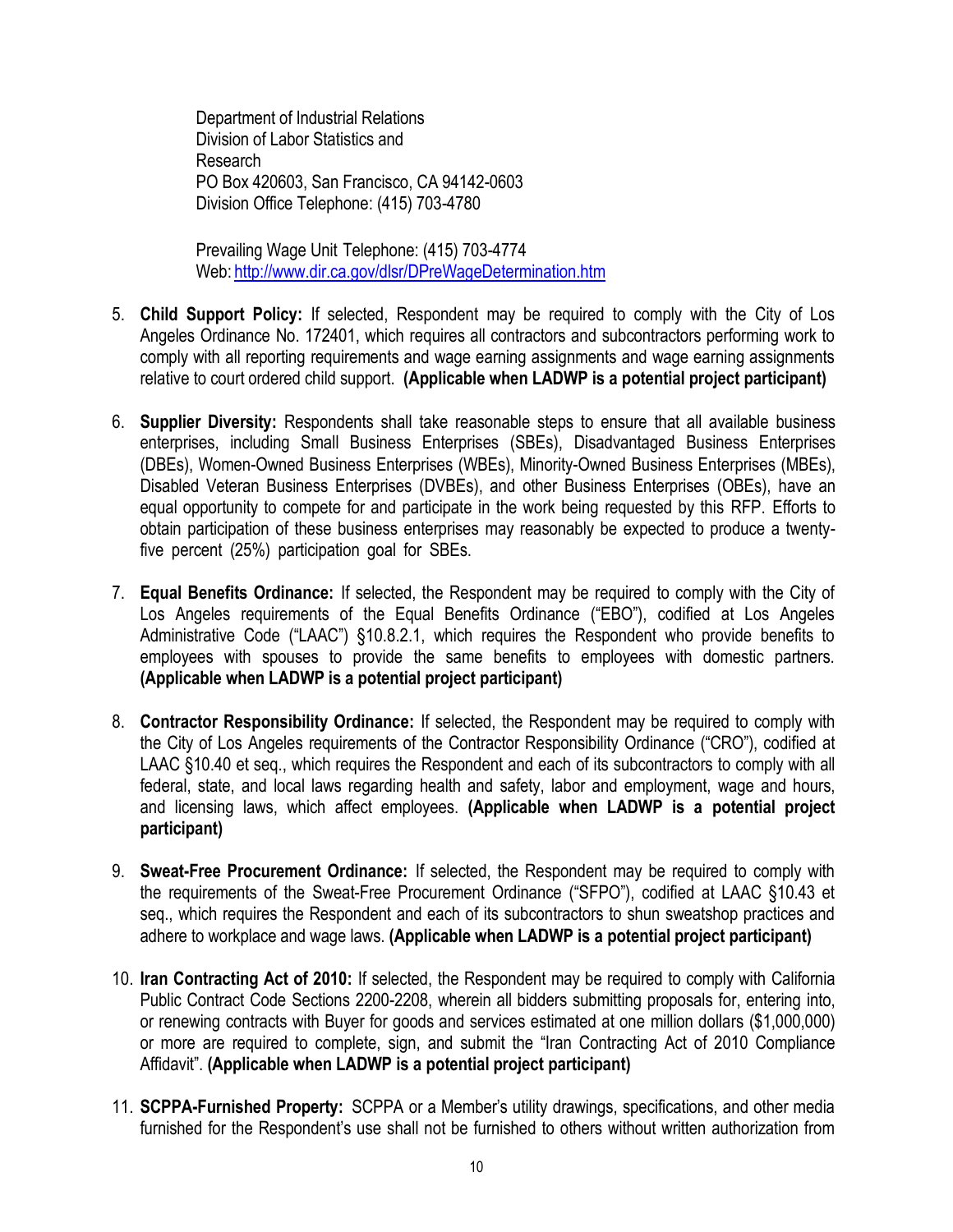Department of Industrial Relations
Division of Labor Statistics and
Research
PO Box 420603, San Francisco, CA 94142-0603
Division Office Telephone: (415) 703-4780

Prevailing Wage Unit Telephone: (415) 703-4774
Web: http://www.dir.ca.gov/dlsr/DPreWageDetermination.htm

5. **Child Support Policy:** If selected, Respondent may be required to comply with the City of Los Angeles Ordinance No. 172401, which requires all contractors and subcontractors performing work to comply with all reporting requirements and wage earning assignments and wage earning assignments relative to court ordered child support. **(Applicable when LADWP is a potential project participant)**

6. **Supplier Diversity:** Respondents shall take reasonable steps to ensure that all available business enterprises, including Small Business Enterprises (SBEs), Disadvantaged Business Enterprises (DBEs), Women-Owned Business Enterprises (WBEs), Minority-Owned Business Enterprises (MBEs), Disabled Veteran Business Enterprises (DVBEs), and other Business Enterprises (OBEs), have an equal opportunity to compete for and participate in the work being requested by this RFP. Efforts to obtain participation of these business enterprises may reasonably be expected to produce a twenty-five percent (25%) participation goal for SBEs.

7. **Equal Benefits Ordinance:** If selected, the Respondent may be required to comply with the City of Los Angeles requirements of the Equal Benefits Ordinance ("EBO"), codified at Los Angeles Administrative Code ("LAAC") §10.8.2.1, which requires the Respondent who provide benefits to employees with spouses to provide the same benefits to employees with domestic partners. **(Applicable when LADWP is a potential project participant)**

8. **Contractor Responsibility Ordinance:** If selected, the Respondent may be required to comply with the City of Los Angeles requirements of the Contractor Responsibility Ordinance ("CRO"), codified at LAAC §10.40 et seq., which requires the Respondent and each of its subcontractors to comply with all federal, state, and local laws regarding health and safety, labor and employment, wage and hours, and licensing laws, which affect employees. **(Applicable when LADWP is a potential project participant)**

9. **Sweat-Free Procurement Ordinance:** If selected, the Respondent may be required to comply with the requirements of the Sweat-Free Procurement Ordinance ("SFPO"), codified at LAAC §10.43 et seq., which requires the Respondent and each of its subcontractors to shun sweatshop practices and adhere to workplace and wage laws. **(Applicable when LADWP is a potential project participant)**

10. **Iran Contracting Act of 2010:** If selected, the Respondent may be required to comply with California Public Contract Code Sections 2200-2208, wherein all bidders submitting proposals for, entering into, or renewing contracts with Buyer for goods and services estimated at one million dollars ($1,000,000) or more are required to complete, sign, and submit the "Iran Contracting Act of 2010 Compliance Affidavit". **(Applicable when LADWP is a potential project participant)**

11. **SCPPA-Furnished Property:** SCPPA or a Member's utility drawings, specifications, and other media furnished for the Respondent's use shall not be furnished to others without written authorization from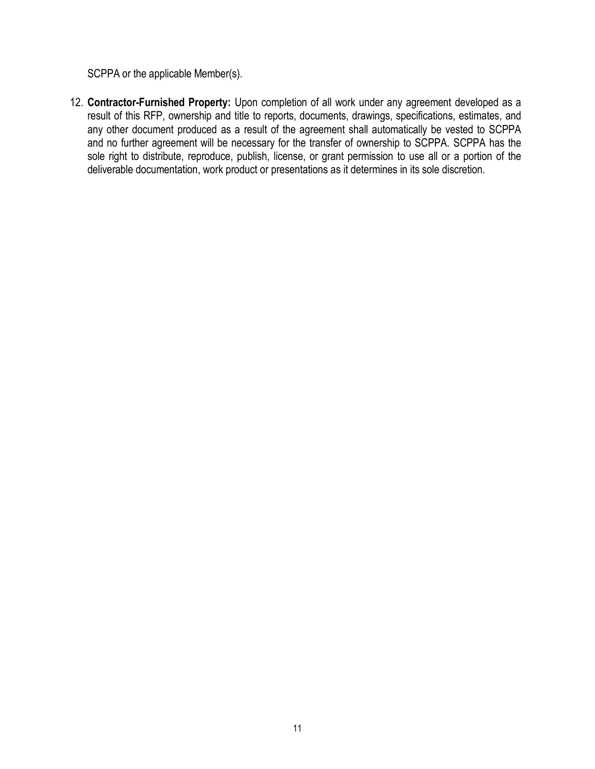SCPPA or the applicable Member(s).

12. **Contractor-Furnished Property:** Upon completion of all work under any agreement developed as a result of this RFP, ownership and title to reports, documents, drawings, specifications, estimates, and any other document produced as a result of the agreement shall automatically be vested to SCPPA and no further agreement will be necessary for the transfer of ownership to SCPPA. SCPPA has the sole right to distribute, reproduce, publish, license, or grant permission to use all or a portion of the deliverable documentation, work product or presentations as it determines in its sole discretion.